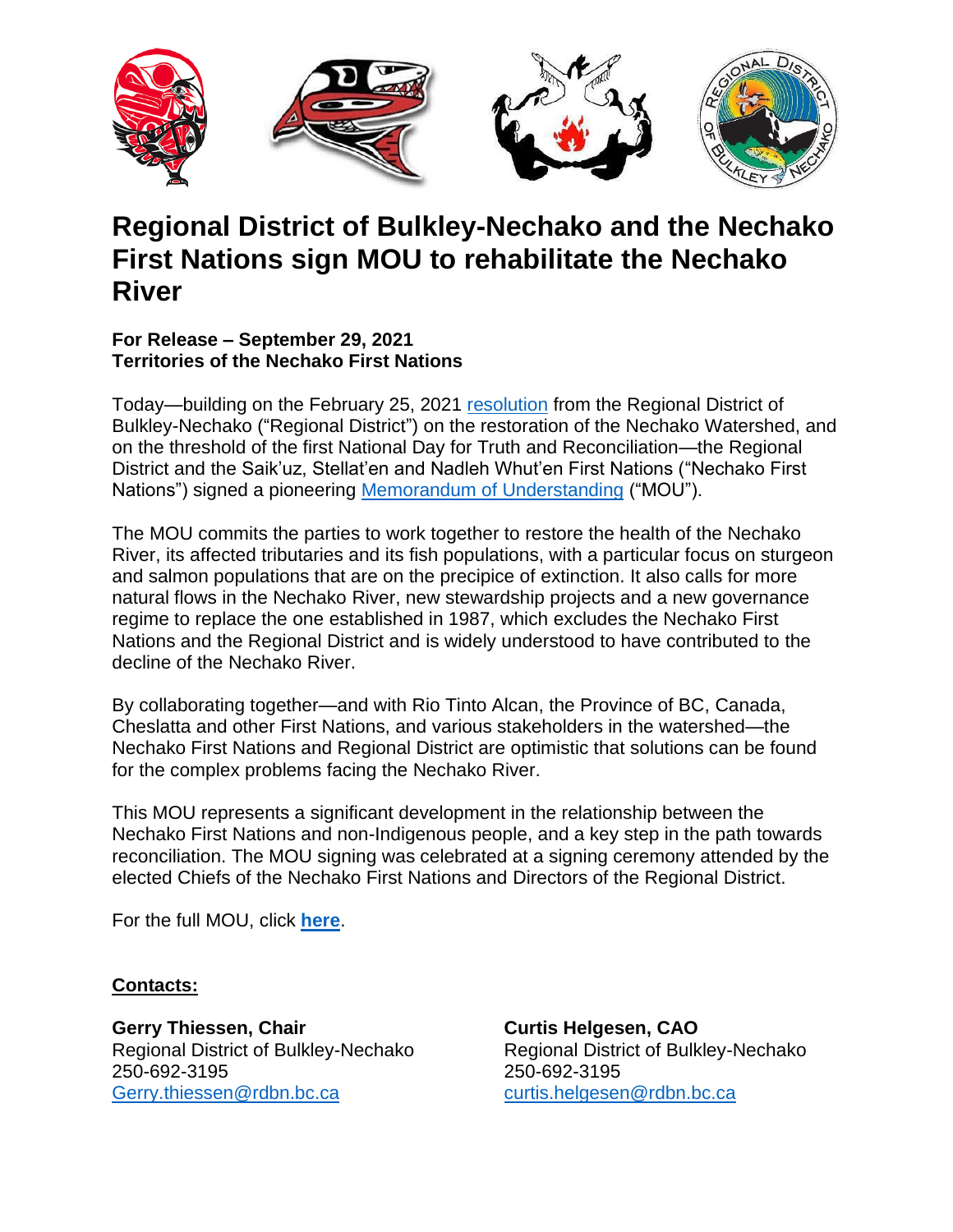# Regional District of Bulkley-Nechako and the Nechako First Nations sign MOU to rehabilitate the Nechako River

**For Release – September 29, 2021**
**Territories of the Nechako First Nations**

Today—building on the February 25, 2021 resolution from the Regional District of Bulkley-Nechako ("Regional District") on the restoration of the Nechako Watershed, and on the threshold of the first National Day for Truth and Reconciliation—the Regional District and the Saik'uz, Stellat'en and Nadleh Whut'en First Nations ("Nechako First Nations") signed a pioneering Memorandum of Understanding ("MOU").

The MOU commits the parties to work together to restore the health of the Nechako River, its affected tributaries and its fish populations, with a particular focus on sturgeon and salmon populations that are on the precipice of extinction. It also calls for more natural flows in the Nechako River, new stewardship projects and a new governance regime to replace the one established in 1987, which excludes the Nechako First Nations and the Regional District and is widely understood to have contributed to the decline of the Nechako River.

By collaborating together—and with Rio Tinto Alcan, the Province of BC, Canada, Cheslatta and other First Nations, and various stakeholders in the watershed—the Nechako First Nations and Regional District are optimistic that solutions can be found for the complex problems facing the Nechako River.

This MOU represents a significant development in the relationship between the Nechako First Nations and non-Indigenous people, and a key step in the path towards reconciliation. The MOU signing was celebrated at a signing ceremony attended by the elected Chiefs of the Nechako First Nations and Directors of the Regional District.

For the full MOU, click **here**.

**Contacts:**

**Gerry Thiessen, Chair**
Regional District of Bulkley-Nechako
250-692-3195
Gerry.thiessen@rdbn.bc.ca

**Curtis Helgesen, CAO**
Regional District of Bulkley-Nechako
250-692-3195
curtis.helgesen@rdbn.bc.ca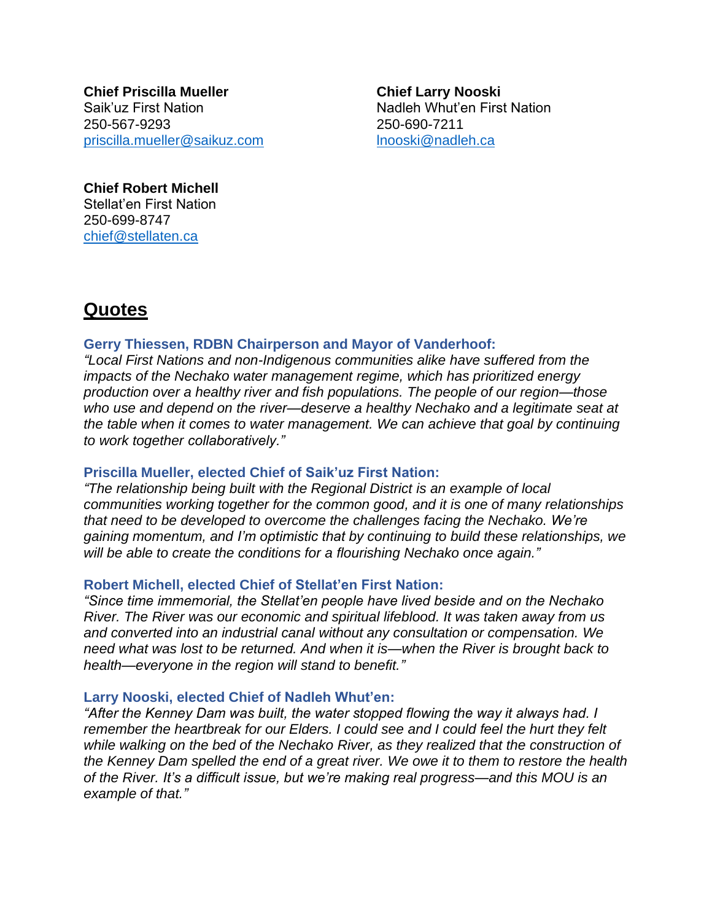**Chief Priscilla Mueller**
Saik'uz First Nation
250-567-9293
priscilla.mueller@saikuz.com

**Chief Larry Nooski**
Nadleh Whut'en First Nation
250-690-7211
lnooski@nadleh.ca

**Chief Robert Michell**
Stellat'en First Nation
250-699-8747
chief@stellaten.ca

# Quotes

### Gerry Thiessen, RDBN Chairperson and Mayor of Vanderhoof:

*"Local First Nations and non-Indigenous communities alike have suffered from the impacts of the Nechako water management regime, which has prioritized energy production over a healthy river and fish populations. The people of our region—those who use and depend on the river—deserve a healthy Nechako and a legitimate seat at the table when it comes to water management. We can achieve that goal by continuing to work together collaboratively."*

### Priscilla Mueller, elected Chief of Saik'uz First Nation:

*"The relationship being built with the Regional District is an example of local communities working together for the common good, and it is one of many relationships that need to be developed to overcome the challenges facing the Nechako. We're gaining momentum, and I'm optimistic that by continuing to build these relationships, we will be able to create the conditions for a flourishing Nechako once again."*

### Robert Michell, elected Chief of Stellat'en First Nation:

*"Since time immemorial, the Stellat'en people have lived beside and on the Nechako River. The River was our economic and spiritual lifeblood. It was taken away from us and converted into an industrial canal without any consultation or compensation. We need what was lost to be returned. And when it is—when the River is brought back to health—everyone in the region will stand to benefit."*

### Larry Nooski, elected Chief of Nadleh Whut'en:

*"After the Kenney Dam was built, the water stopped flowing the way it always had. I remember the heartbreak for our Elders. I could see and I could feel the hurt they felt while walking on the bed of the Nechako River, as they realized that the construction of the Kenney Dam spelled the end of a great river. We owe it to them to restore the health of the River. It's a difficult issue, but we're making real progress—and this MOU is an example of that."*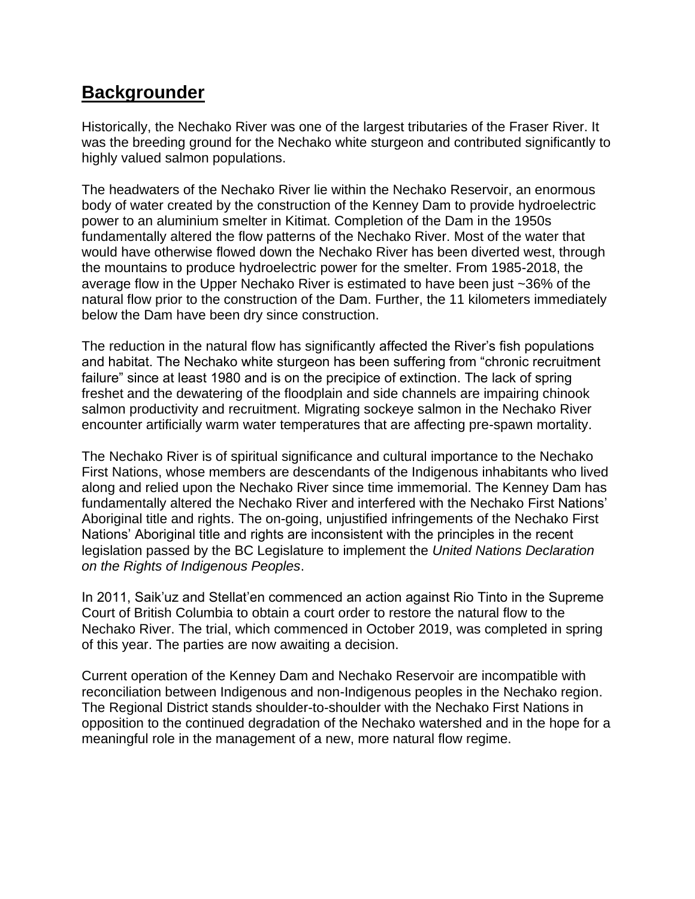## **Backgrounder**

Historically, the Nechako River was one of the largest tributaries of the Fraser River. It was the breeding ground for the Nechako white sturgeon and contributed significantly to highly valued salmon populations.

The headwaters of the Nechako River lie within the Nechako Reservoir, an enormous body of water created by the construction of the Kenney Dam to provide hydroelectric power to an aluminium smelter in Kitimat. Completion of the Dam in the 1950s fundamentally altered the flow patterns of the Nechako River. Most of the water that would have otherwise flowed down the Nechako River has been diverted west, through the mountains to produce hydroelectric power for the smelter. From 1985-2018, the average flow in the Upper Nechako River is estimated to have been just ~36% of the natural flow prior to the construction of the Dam. Further, the 11 kilometers immediately below the Dam have been dry since construction.

The reduction in the natural flow has significantly affected the River's fish populations and habitat. The Nechako white sturgeon has been suffering from "chronic recruitment failure" since at least 1980 and is on the precipice of extinction. The lack of spring freshet and the dewatering of the floodplain and side channels are impairing chinook salmon productivity and recruitment. Migrating sockeye salmon in the Nechako River encounter artificially warm water temperatures that are affecting pre-spawn mortality.

The Nechako River is of spiritual significance and cultural importance to the Nechako First Nations, whose members are descendants of the Indigenous inhabitants who lived along and relied upon the Nechako River since time immemorial. The Kenney Dam has fundamentally altered the Nechako River and interfered with the Nechako First Nations' Aboriginal title and rights. The on-going, unjustified infringements of the Nechako First Nations' Aboriginal title and rights are inconsistent with the principles in the recent legislation passed by the BC Legislature to implement the *United Nations Declaration on the Rights of Indigenous Peoples*.

In 2011, Saik'uz and Stellat'en commenced an action against Rio Tinto in the Supreme Court of British Columbia to obtain a court order to restore the natural flow to the Nechako River. The trial, which commenced in October 2019, was completed in spring of this year. The parties are now awaiting a decision.

Current operation of the Kenney Dam and Nechako Reservoir are incompatible with reconciliation between Indigenous and non-Indigenous peoples in the Nechako region. The Regional District stands shoulder-to-shoulder with the Nechako First Nations in opposition to the continued degradation of the Nechako watershed and in the hope for a meaningful role in the management of a new, more natural flow regime.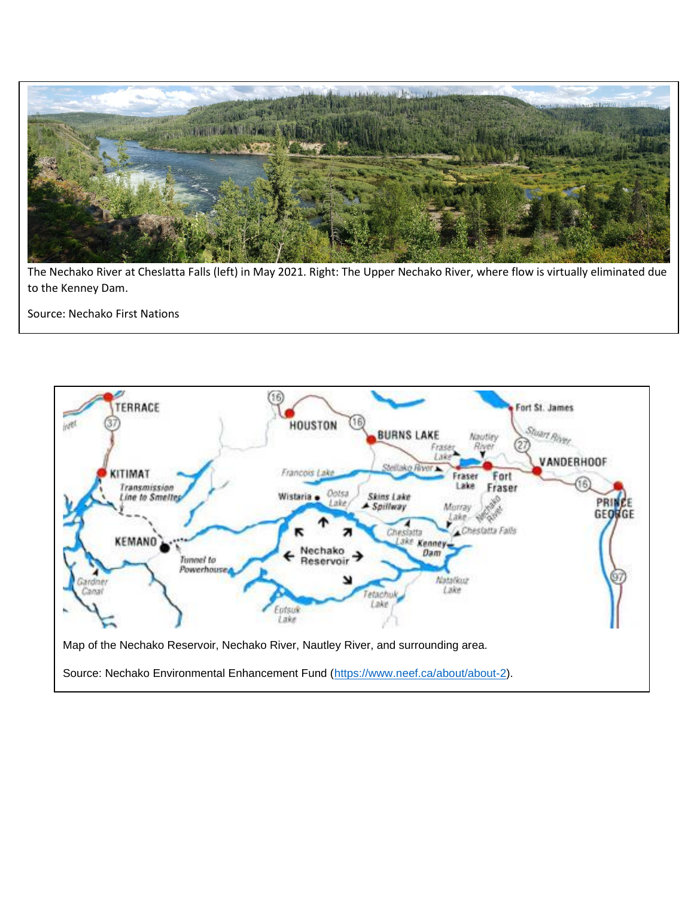The Nechako River at Cheslatta Falls (left) in May 2021. Right: The Upper Nechako River, where flow is virtually eliminated due to the Kenney Dam.

Source: Nechako First Nations

Map of the Nechako Reservoir, Nechako River, Nautley River, and surrounding area.

Source: Nechako Environmental Enhancement Fund (https://www.neef.ca/about/about-2).